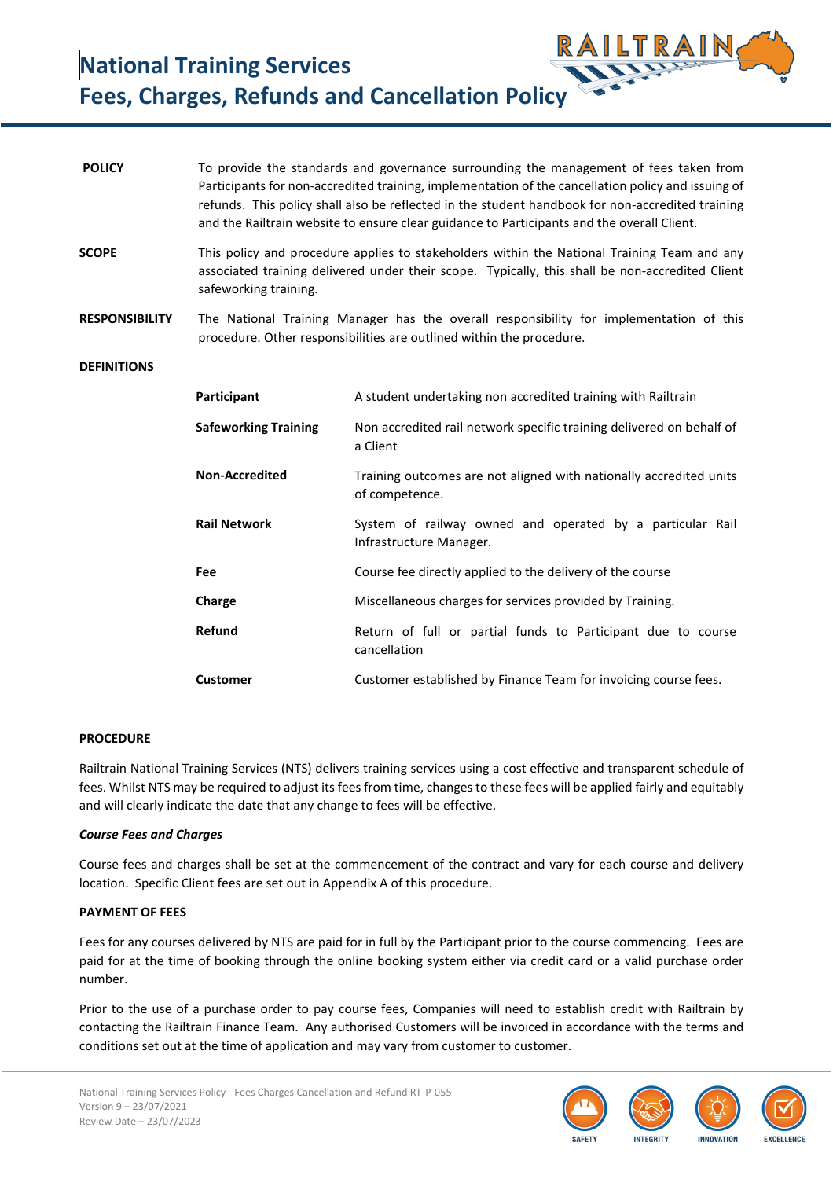# National Training Services
## Fees, Charges, Refunds and Cancellation Policy

**POLICY**

To provide the standards and governance surrounding the management of fees taken from Participants for non-accredited training, implementation of the cancellation policy and issuing of refunds. This policy shall also be reflected in the student handbook for non-accredited training and the Railtrain website to ensure clear guidance to Participants and the overall Client.

**SCOPE**

This policy and procedure applies to stakeholders within the National Training Team and any associated training delivered under their scope. Typically, this shall be non-accredited Client safeworking training.

**RESPONSIBILITY**

The National Training Manager has the overall responsibility for implementation of this procedure. Other responsibilities are outlined within the procedure.

**DEFINITIONS**

| Term | Definition |
|---|---|
| **Participant** | A student undertaking non accredited training with Railtrain |
| **Safeworking Training** | Non accredited rail network specific training delivered on behalf of a Client |
| **Non-Accredited** | Training outcomes are not aligned with nationally accredited units of competence. |
| **Rail Network** | System of railway owned and operated by a particular Rail Infrastructure Manager. |
| **Fee** | Course fee directly applied to the delivery of the course |
| **Charge** | Miscellaneous charges for services provided by Training. |
| **Refund** | Return of full or partial funds to Participant due to course cancellation |
| **Customer** | Customer established by Finance Team for invoicing course fees. |

**PROCEDURE**

Railtrain National Training Services (NTS) delivers training services using a cost effective and transparent schedule of fees. Whilst NTS may be required to adjust its fees from time, changes to these fees will be applied fairly and equitably and will clearly indicate the date that any change to fees will be effective.

***Course Fees and Charges***

Course fees and charges shall be set at the commencement of the contract and vary for each course and delivery location. Specific Client fees are set out in Appendix A of this procedure.

**PAYMENT OF FEES**

Fees for any courses delivered by NTS are paid for in full by the Participant prior to the course commencing. Fees are paid for at the time of booking through the online booking system either via credit card or a valid purchase order number.

Prior to the use of a purchase order to pay course fees, Companies will need to establish credit with Railtrain by contacting the Railtrain Finance Team. Any authorised Customers will be invoiced in accordance with the terms and conditions set out at the time of application and may vary from customer to customer.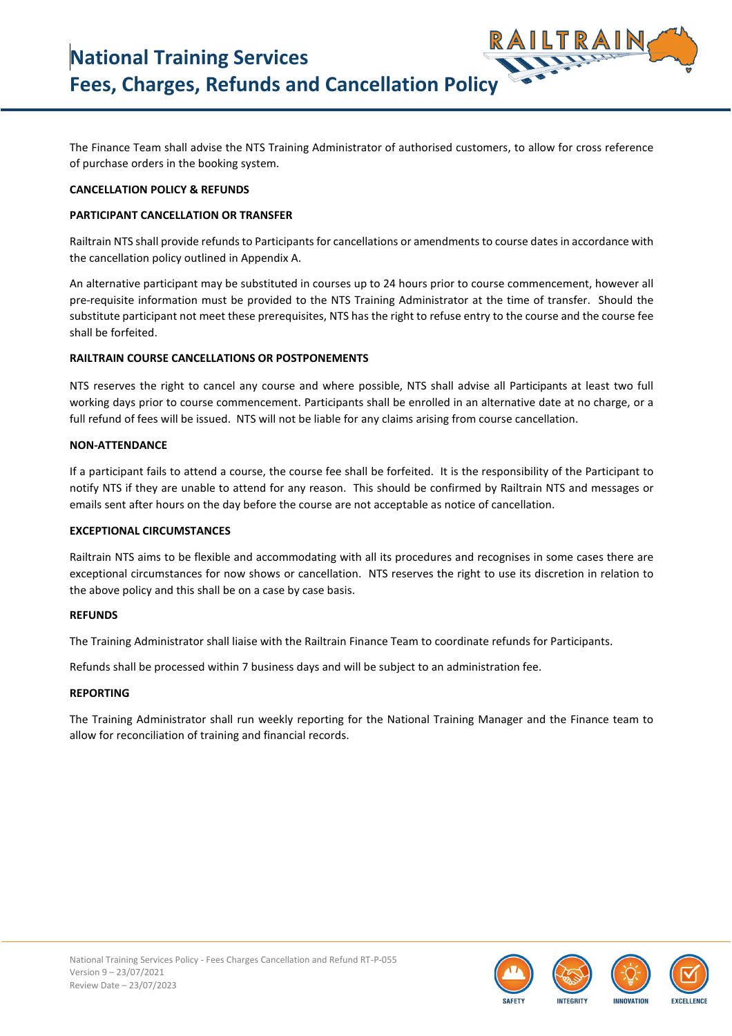The Finance Team shall advise the NTS Training Administrator of authorised customers, to allow for cross reference of purchase orders in the booking system.

**CANCELLATION POLICY & REFUNDS**

**PARTICIPANT CANCELLATION OR TRANSFER**

Railtrain NTS shall provide refunds to Participants for cancellations or amendments to course dates in accordance with the cancellation policy outlined in Appendix A.

An alternative participant may be substituted in courses up to 24 hours prior to course commencement, however all pre-requisite information must be provided to the NTS Training Administrator at the time of transfer. Should the substitute participant not meet these prerequisites, NTS has the right to refuse entry to the course and the course fee shall be forfeited.

**RAILTRAIN COURSE CANCELLATIONS OR POSTPONEMENTS**

NTS reserves the right to cancel any course and where possible, NTS shall advise all Participants at least two full working days prior to course commencement. Participants shall be enrolled in an alternative date at no charge, or a full refund of fees will be issued. NTS will not be liable for any claims arising from course cancellation.

**NON-ATTENDANCE**

If a participant fails to attend a course, the course fee shall be forfeited. It is the responsibility of the Participant to notify NTS if they are unable to attend for any reason. This should be confirmed by Railtrain NTS and messages or emails sent after hours on the day before the course are not acceptable as notice of cancellation.

**EXCEPTIONAL CIRCUMSTANCES**

Railtrain NTS aims to be flexible and accommodating with all its procedures and recognises in some cases there are exceptional circumstances for now shows or cancellation. NTS reserves the right to use its discretion in relation to the above policy and this shall be on a case by case basis.

**REFUNDS**

The Training Administrator shall liaise with the Railtrain Finance Team to coordinate refunds for Participants.

Refunds shall be processed within 7 business days and will be subject to an administration fee.

**REPORTING**

The Training Administrator shall run weekly reporting for the National Training Manager and the Finance team to allow for reconciliation of training and financial records.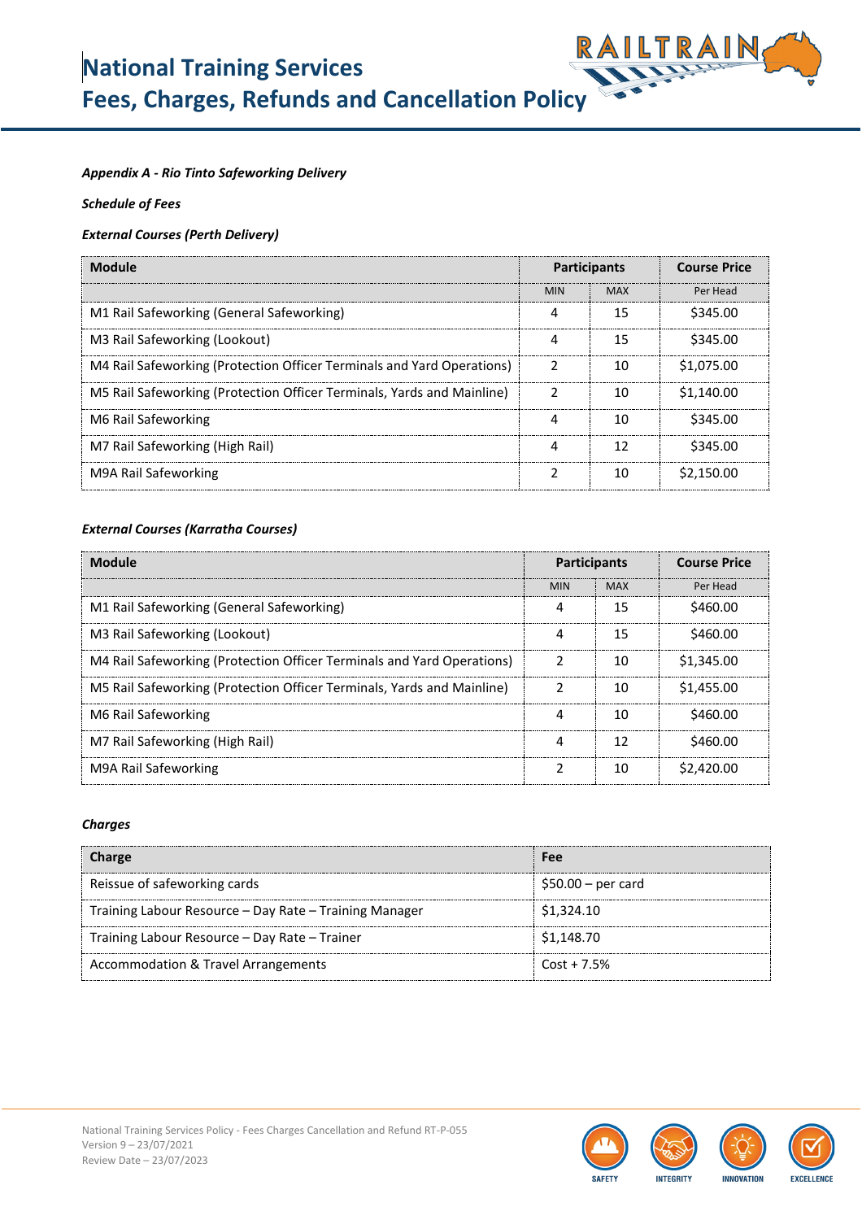*Appendix A - Rio Tinto Safeworking Delivery*

***Schedule of Fees***

***External Courses (Perth Delivery)***

| Module | Participants | | Course Price |
|---|---|---|---|
| | MIN | MAX | Per Head |
| M1 Rail Safeworking (General Safeworking) | 4 | 15 | $345.00 |
| M3 Rail Safeworking (Lookout) | 4 | 15 | $345.00 |
| M4 Rail Safeworking (Protection Officer Terminals and Yard Operations) | 2 | 10 | $1,075.00 |
| M5 Rail Safeworking (Protection Officer Terminals, Yards and Mainline) | 2 | 10 | $1,140.00 |
| M6 Rail Safeworking | 4 | 10 | $345.00 |
| M7 Rail Safeworking (High Rail) | 4 | 12 | $345.00 |
| M9A Rail Safeworking | 2 | 10 | $2,150.00 |

***External Courses (Karratha Courses)***

| Module | Participants | | Course Price |
|---|---|---|---|
| | MIN | MAX | Per Head |
| M1 Rail Safeworking (General Safeworking) | 4 | 15 | $460.00 |
| M3 Rail Safeworking (Lookout) | 4 | 15 | $460.00 |
| M4 Rail Safeworking (Protection Officer Terminals and Yard Operations) | 2 | 10 | $1,345.00 |
| M5 Rail Safeworking (Protection Officer Terminals, Yards and Mainline) | 2 | 10 | $1,455.00 |
| M6 Rail Safeworking | 4 | 10 | $460.00 |
| M7 Rail Safeworking (High Rail) | 4 | 12 | $460.00 |
| M9A Rail Safeworking | 2 | 10 | $2,420.00 |

***Charges***

| Charge | Fee |
|---|---|
| Reissue of safeworking cards | $50.00 – per card |
| Training Labour Resource – Day Rate – Training Manager | $1,324.10 |
| Training Labour Resource – Day Rate – Trainer | $1,148.70 |
| Accommodation & Travel Arrangements | Cost + 7.5% |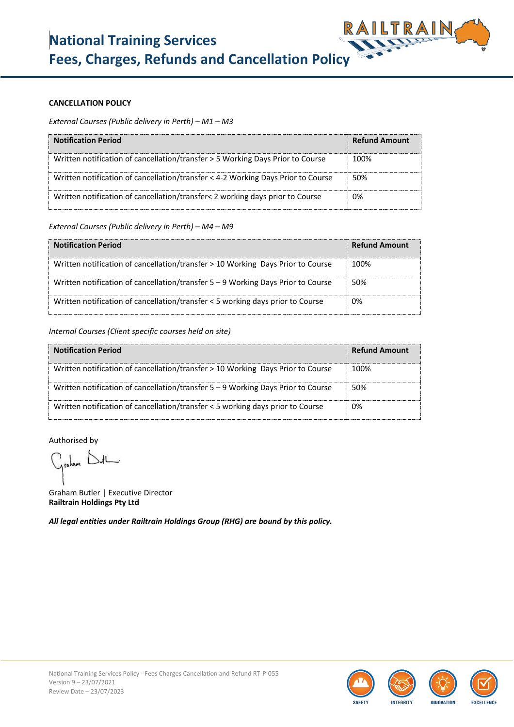**CANCELLATION POLICY**

*External Courses (Public delivery in Perth) – M1 – M3*

| Notification Period | Refund Amount |
|---|---|
| Written notification of cancellation/transfer > 5 Working Days Prior to Course | 100% |
| Written notification of cancellation/transfer < 4-2 Working Days Prior to Course | 50% |
| Written notification of cancellation/transfer< 2 working days prior to Course | 0% |

*External Courses (Public delivery in Perth) – M4 – M9*

| Notification Period | Refund Amount |
|---|---|
| Written notification of cancellation/transfer > 10 Working Days Prior to Course | 100% |
| Written notification of cancellation/transfer 5 – 9 Working Days Prior to Course | 50% |
| Written notification of cancellation/transfer < 5 working days prior to Course | 0% |

*Internal Courses (Client specific courses held on site)*

| Notification Period | Refund Amount |
|---|---|
| Written notification of cancellation/transfer > 10 Working Days Prior to Course | 100% |
| Written notification of cancellation/transfer 5 – 9 Working Days Prior to Course | 50% |
| Written notification of cancellation/transfer < 5 working days prior to Course | 0% |

Authorised by

Graham Butler | Executive Director
**Railtrain Holdings Pty Ltd**

***All legal entities under Railtrain Holdings Group (RHG) are bound by this policy.***